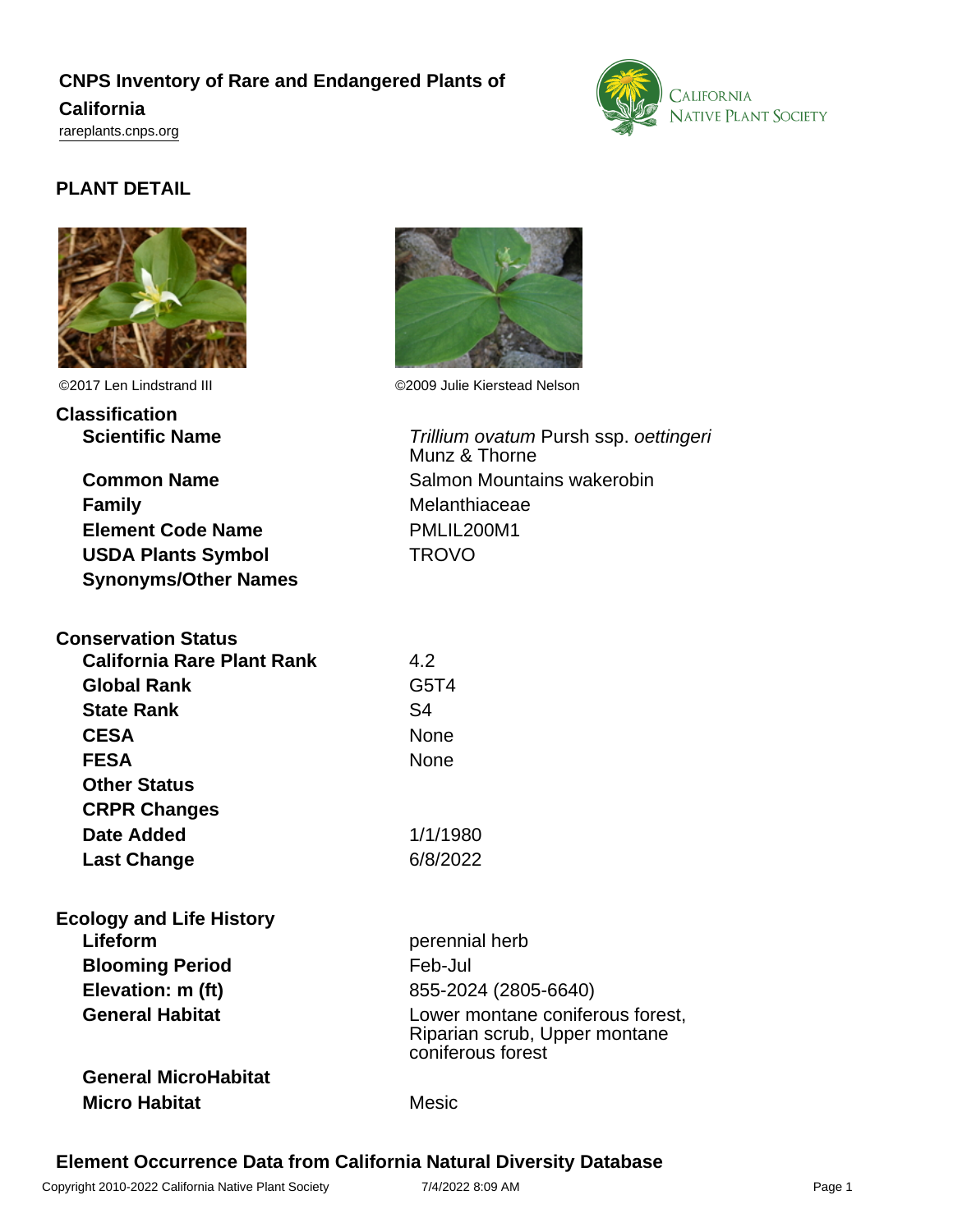# CNPS Inventory of Rare and Endangered Plants of California

rareplants.cnps.org

## PLANT DETAIL

©2017 Len Lindstrand III

©2009 Julie Kierstead Nelson

### Classification

| | |
|---|---|
| **Scientific Name** | *Trillium ovatum* Pursh ssp. *oettingeri* Munz & Thorne |
| **Common Name** | Salmon Mountains wakerobin |
| **Family** | Melanthiaceae |
| **Element Code Name** | PMLIL200M1 |
| **USDA Plants Symbol** | TROVO |
| **Synonyms/Other Names** | |

### Conservation Status

| | |
|---|---|
| **California Rare Plant Rank** | 4.2 |
| **Global Rank** | G5T4 |
| **State Rank** | S4 |
| **CESA** | None |
| **FESA** | None |
| **Other Status** | |
| **CRPR Changes** | |
| **Date Added** | 1/1/1980 |
| **Last Change** | 6/8/2022 |

### Ecology and Life History

| | |
|---|---|
| **Lifeform** | perennial herb |
| **Blooming Period** | Feb-Jul |
| **Elevation: m (ft)** | 855-2024 (2805-6640) |
| **General Habitat** | Lower montane coniferous forest, Riparian scrub, Upper montane coniferous forest |
| **General MicroHabitat** | |
| **Micro Habitat** | Mesic |

### Element Occurrence Data from California Natural Diversity Database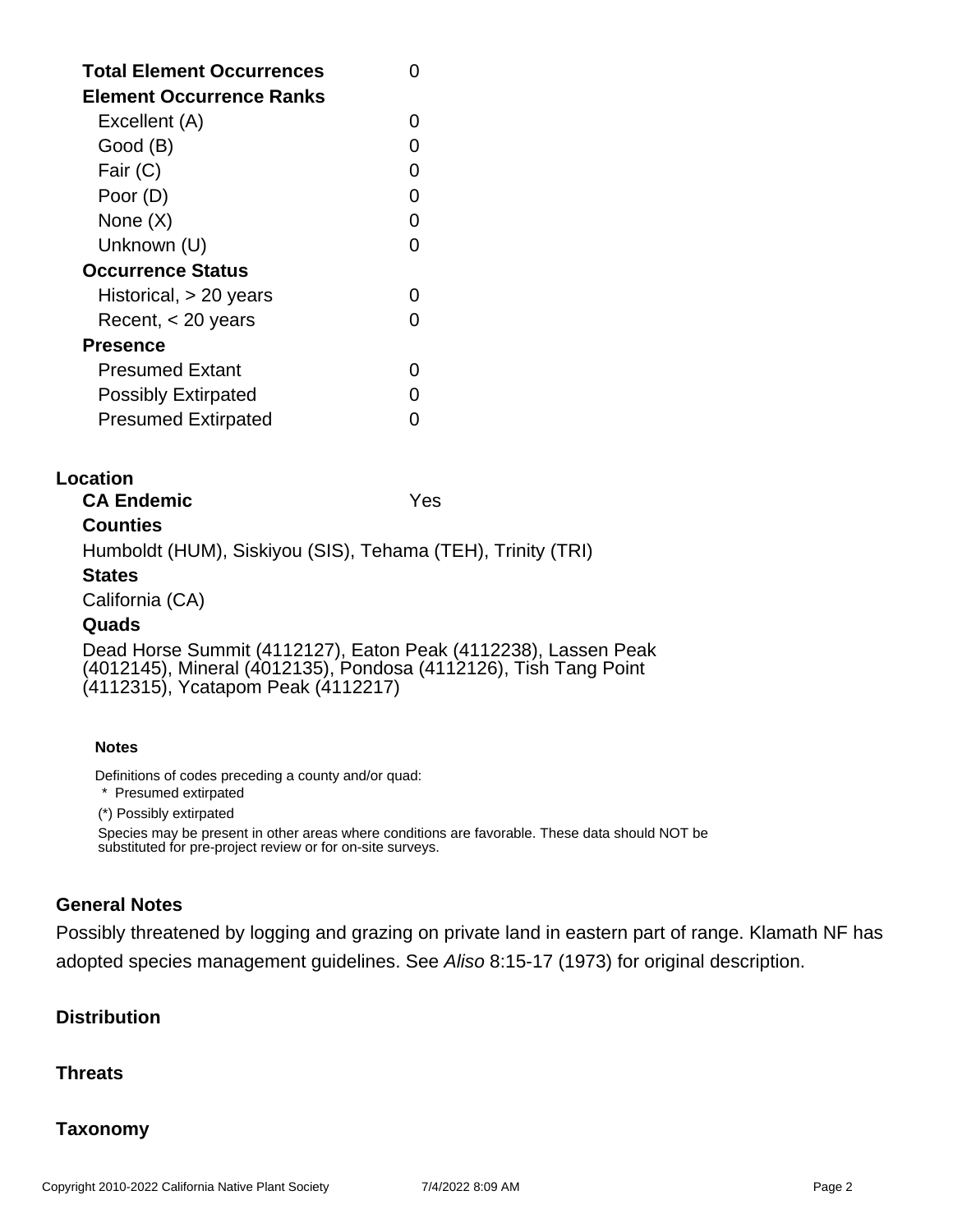| | |
|---|---|
| **Total Element Occurrences** | 0 |
| **Element Occurrence Ranks** | |
| Excellent (A) | 0 |
| Good (B) | 0 |
| Fair (C) | 0 |
| Poor (D) | 0 |
| None (X) | 0 |
| Unknown (U) | 0 |
| **Occurrence Status** | |
| Historical, > 20 years | 0 |
| Recent, < 20 years | 0 |
| **Presence** | |
| Presumed Extant | 0 |
| Possibly Extirpated | 0 |
| Presumed Extirpated | 0 |

## Location

**CA Endemic** Yes

**Counties**

Humboldt (HUM), Siskiyou (SIS), Tehama (TEH), Trinity (TRI)

**States**

California (CA)

**Quads**

Dead Horse Summit (4112127), Eaton Peak (4112238), Lassen Peak (4012145), Mineral (4012135), Pondosa (4112126), Tish Tang Point (4112315), Ycatapom Peak (4112217)

**Notes**

Definitions of codes preceding a county and/or quad:

\* Presumed extirpated

(*) Possibly extirpated

Species may be present in other areas where conditions are favorable. These data should NOT be substituted for pre-project review or for on-site surveys.

## General Notes

Possibly threatened by logging and grazing on private land in eastern part of range. Klamath NF has adopted species management guidelines. See *Aliso* 8:15-17 (1973) for original description.

## Distribution

## Threats

## Taxonomy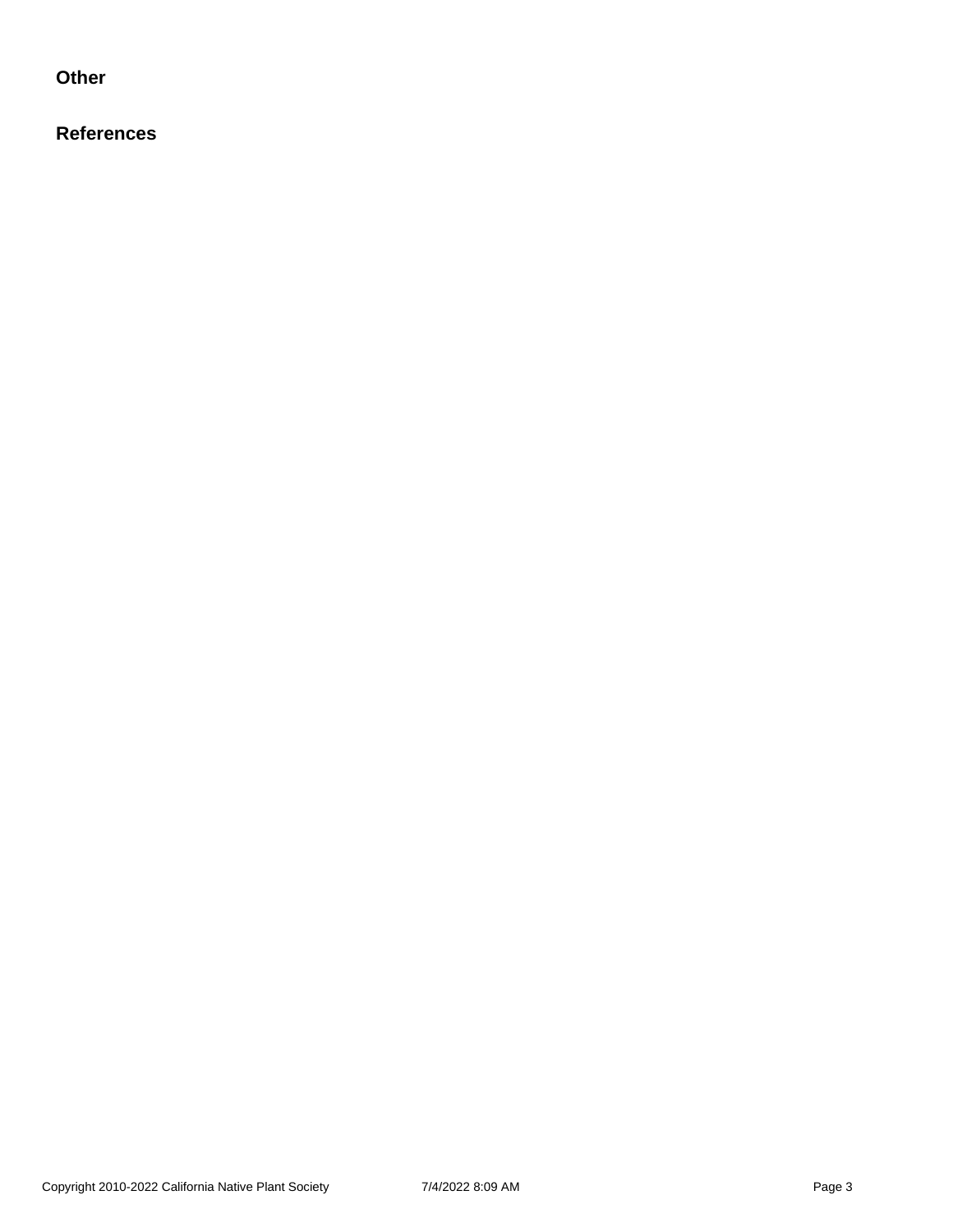## Other

## References